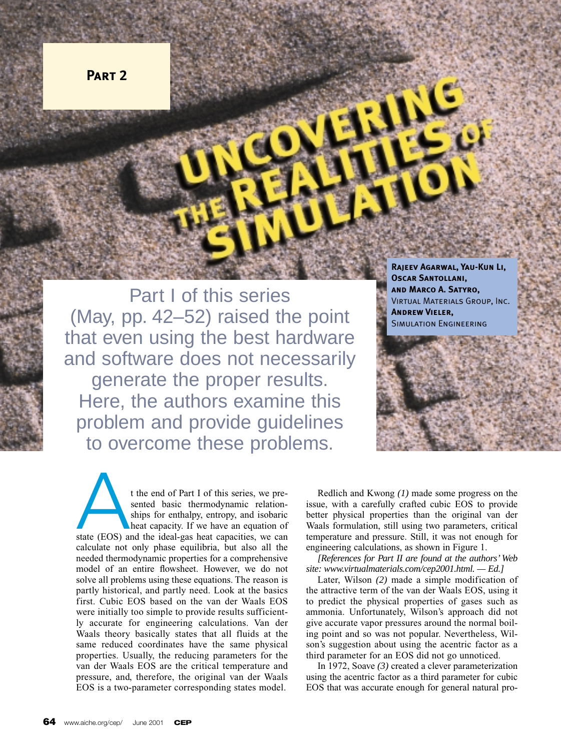**Part 2**

# Uncovering the Realities of Simulation

**Rajeev Agarwal, Yau-Kun Li, Oscar Santollani, and Marco A. Satyro,** Virtual Materials Group, Inc.
**Andrew Vieler,** Simulation Engineering

Part I of this series (May, pp. 42–52) raised the point that even using the best hardware and software does not necessarily generate the proper results. Here, the authors examine this problem and provide guidelines to overcome these problems.

At the end of Part I of this series, we presented basic thermodynamic relationships for enthalpy, entropy, and isobaric heat capacity. If we have an equation of state (EOS) and the ideal-gas heat capacities, we can calculate not only phase equilibria, but also all the needed thermodynamic properties for a comprehensive model of an entire flowsheet. However, we do not solve all problems using these equations. The reason is partly historical, and partly need. Look at the basics first. Cubic EOS based on the van der Waals EOS were initially too simple to provide results sufficiently accurate for engineering calculations. Van der Waals theory basically states that all fluids at the same reduced coordinates have the same physical properties. Usually, the reducing parameters for the van der Waals EOS are the critical temperature and pressure, and, therefore, the original van der Waals EOS is a two-parameter corresponding states model.

Redlich and Kwong *(1)* made some progress on the issue, with a carefully crafted cubic EOS to provide better physical properties than the original van der Waals formulation, still using two parameters, critical temperature and pressure. Still, it was not enough for engineering calculations, as shown in Figure 1.

*[References for Part II are found at the authors' Web site: www.virtualmaterials.com/cep2001.html. — Ed.]*

Later, Wilson *(2)* made a simple modification of the attractive term of the van der Waals EOS, using it to predict the physical properties of gases such as ammonia. Unfortunately, Wilson's approach did not give accurate vapor pressures around the normal boiling point and so was not popular. Nevertheless, Wilson's suggestion about using the acentric factor as a third parameter for an EOS did not go unnoticed.

In 1972, Soave *(3)* created a clever parameterization using the acentric factor as a third parameter for cubic EOS that was accurate enough for general natural pro-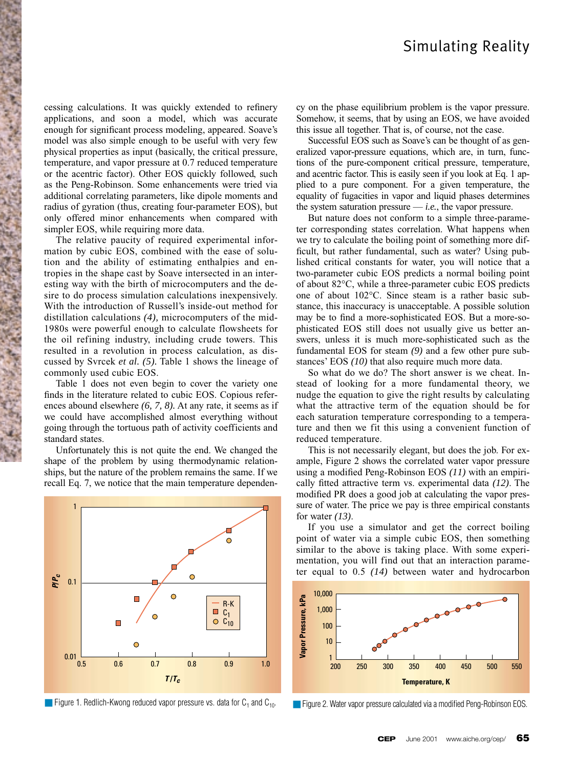cessing calculations. It was quickly extended to refinery applications, and soon a model, which was accurate enough for significant process modeling, appeared. Soave's model was also simple enough to be useful with very few physical properties as input (basically, the critical pressure, temperature, and vapor pressure at 0.7 reduced temperature or the acentric factor). Other EOS quickly followed, such as the Peng-Robinson. Some enhancements were tried via additional correlating parameters, like dipole moments and radius of gyration (thus, creating four-parameter EOS), but only offered minor enhancements when compared with simpler EOS, while requiring more data.

The relative paucity of required experimental information by cubic EOS, combined with the ease of solution and the ability of estimating enthalpies and entropies in the shape cast by Soave intersected in an interesting way with the birth of microcomputers and the desire to do process simulation calculations inexpensively. With the introduction of Russell's inside-out method for distillation calculations *(4)*, microcomputers of the mid-1980s were powerful enough to calculate flowsheets for the oil refining industry, including crude towers. This resulted in a revolution in process calculation, as discussed by Svrcek *et al.* *(5)*. Table 1 shows the lineage of commonly used cubic EOS.

Table 1 does not even begin to cover the variety one finds in the literature related to cubic EOS. Copious references abound elsewhere *(6, 7, 8)*. At any rate, it seems as if we could have accomplished almost everything without going through the tortuous path of activity coefficients and standard states.

Unfortunately this is not quite the end. We changed the shape of the problem by using thermodynamic relationships, but the nature of the problem remains the same. If we recall Eq. 7, we notice that the main temperature dependency on the phase equilibrium problem is the vapor pressure. Somehow, it seems, that by using an EOS, we have avoided this issue all together. That is, of course, not the case.

Successful EOS such as Soave's can be thought of as generalized vapor-pressure equations, which are, in turn, functions of the pure-component critical pressure, temperature, and acentric factor. This is easily seen if you look at Eq. 1 applied to a pure component. For a given temperature, the equality of fugacities in vapor and liquid phases determines the system saturation pressure — *i.e.*, the vapor pressure.

But nature does not conform to a simple three-parameter corresponding states correlation. What happens when we try to calculate the boiling point of something more difficult, but rather fundamental, such as water? Using published critical constants for water, you will notice that a two-parameter cubic EOS predicts a normal boiling point of about 82°C, while a three-parameter cubic EOS predicts one of about 102°C. Since steam is a rather basic substance, this inaccuracy is unacceptable. A possible solution may be to find a more-sophisticated EOS. But a more-sophisticated EOS still does not usually give us better answers, unless it is much more-sophisticated such as the fundamental EOS for steam *(9)* and a few other pure substances' EOS *(10)* that also require much more data.

So what do we do? The short answer is we cheat. Instead of looking for a more fundamental theory, we nudge the equation to give the right results by calculating what the attractive term of the equation should be for each saturation temperature corresponding to a temperature and then we fit this using a convenient function of reduced temperature.

This is not necessarily elegant, but does the job. For example, Figure 2 shows the correlated water vapor pressure using a modified Peng-Robinson EOS *(11)* with an empirically fitted attractive term vs. experimental data *(12)*. The modified PR does a good job at calculating the vapor pressure of water. The price we pay is three empirical constants for water *(13)*.

If you use a simulator and get the correct boiling point of water via a simple cubic EOS, then something similar to the above is taking place. With some experimentation, you will find out that an interaction parameter equal to 0.5 *(14)* between water and hydrocarbon

Figure 1. Redlich-Kwong reduced vapor pressure vs. data for $C_1$ and $C_{10}$.

Figure 2. Water vapor pressure calculated via a modified Peng-Robinson EOS.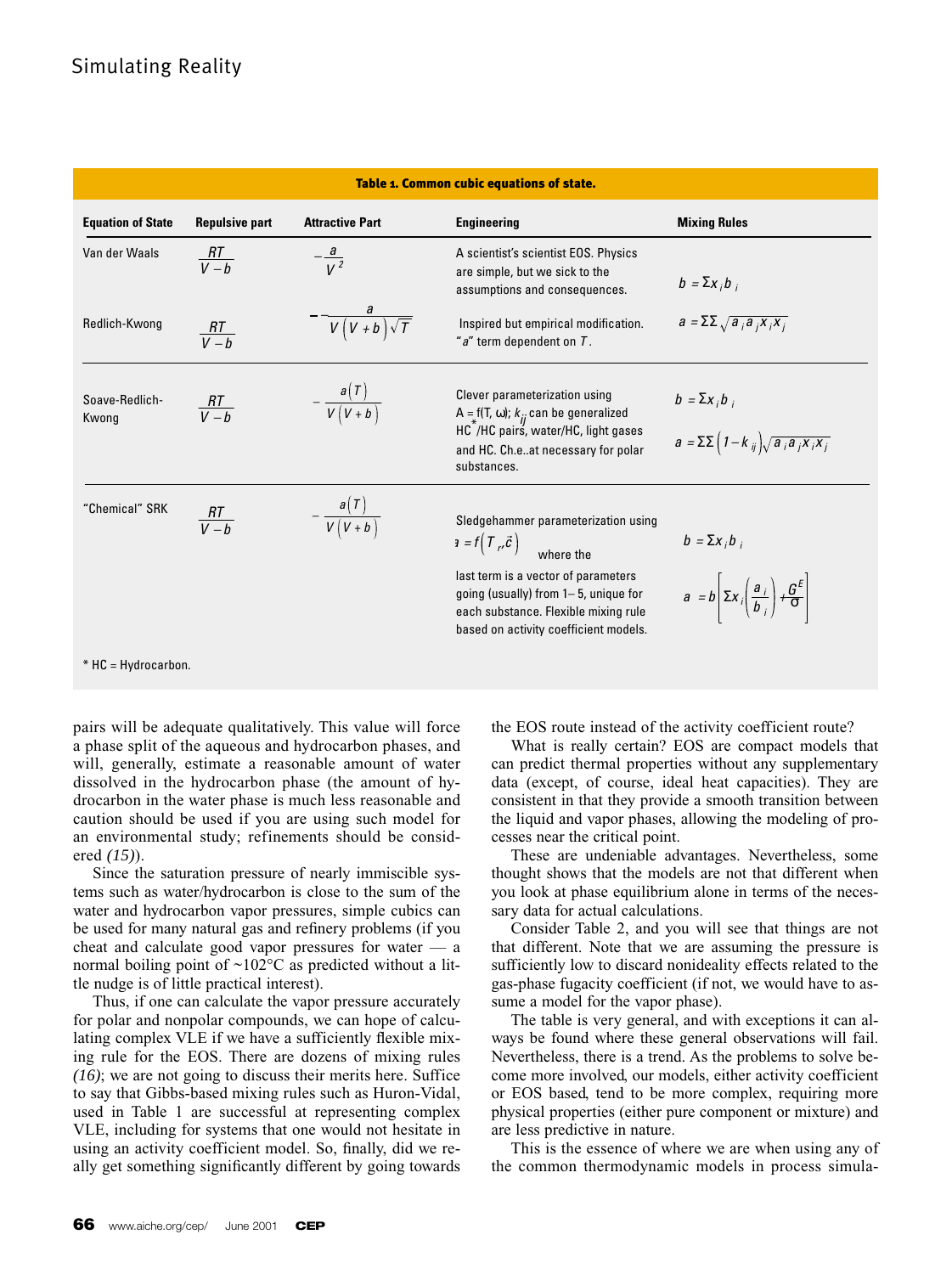**Table 1. Common cubic equations of state.**

| Equation of State | Repulsive part | Attractive Part | Engineering | Mixing Rules |
|---|---|---|---|---|
| Van der Waals | $\frac{RT}{V-b}$ | $-\frac{a}{V^2}$ | A scientist's scientist EOS. Physics are simple, but we sick to the assumptions and consequences. | $b = \Sigma x_i b_i$ |
| Redlich-Kwong | $\frac{RT}{V-b}$ | $-\frac{a}{V(V+b)\sqrt{T}}$ | Inspired but empirical modification. "$a$" term dependent on $T$. | $a = \Sigma\Sigma\sqrt{a_i a_j x_i x_j}$ |
| Soave-Redlich-Kwong | $\frac{RT}{V-b}$ | $-\frac{a(T)}{V(V+b)}$ | Clever parameterization using A = f(T, ω); $k_{ij}$ can be generalized HC*/HC pairs, water/HC, light gases and HC. Ch.e..at necessary for polar substances. | $b = \Sigma x_i b_i$ <br> $a = \Sigma\Sigma(1-k_{ij})\sqrt{a_i a_j x_i x_j}$ |
| "Chemical" SRK | $\frac{RT}{V-b}$ | $-\frac{a(T)}{V(V+b)}$ | Sledgehammer parameterization using $a = f(T_r, \vec{c})$ where the last term is a vector of parameters going (usually) from 1– 5, unique for each substance. Flexible mixing rule based on activity coefficient models. | $b = \Sigma x_i b_i$ <br> $a = b\left[\Sigma x_i\left(\frac{a_i}{b_i}\right) + \frac{G^E}{\sigma}\right]$ |

\* HC = Hydrocarbon.

pairs will be adequate qualitatively. This value will force a phase split of the aqueous and hydrocarbon phases, and will, generally, estimate a reasonable amount of water dissolved in the hydrocarbon phase (the amount of hydrocarbon in the water phase is much less reasonable and caution should be used if you are using such model for an environmental study; refinements should be considered *(15)*).

Since the saturation pressure of nearly immiscible systems such as water/hydrocarbon is close to the sum of the water and hydrocarbon vapor pressures, simple cubics can be used for many natural gas and refinery problems (if you cheat and calculate good vapor pressures for water — a normal boiling point of ~102°C as predicted without a little nudge is of little practical interest).

Thus, if one can calculate the vapor pressure accurately for polar and nonpolar compounds, we can hope of calculating complex VLE if we have a sufficiently flexible mixing rule for the EOS. There are dozens of mixing rules *(16)*; we are not going to discuss their merits here. Suffice to say that Gibbs-based mixing rules such as Huron-Vidal, used in Table 1 are successful at representing complex VLE, including for systems that one would not hesitate in using an activity coefficient model. So, finally, did we really get something significantly different by going towards the EOS route instead of the activity coefficient route?

What is really certain? EOS are compact models that can predict thermal properties without any supplementary data (except, of course, ideal heat capacities). They are consistent in that they provide a smooth transition between the liquid and vapor phases, allowing the modeling of processes near the critical point.

These are undeniable advantages. Nevertheless, some thought shows that the models are not that different when you look at phase equilibrium alone in terms of the necessary data for actual calculations.

Consider Table 2, and you will see that things are not that different. Note that we are assuming the pressure is sufficiently low to discard nonideality effects related to the gas-phase fugacity coefficient (if not, we would have to assume a model for the vapor phase).

The table is very general, and with exceptions it can always be found where these general observations will fail. Nevertheless, there is a trend. As the problems to solve become more involved, our models, either activity coefficient or EOS based, tend to be more complex, requiring more physical properties (either pure component or mixture) and are less predictive in nature.

This is the essence of where we are when using any of the common thermodynamic models in process simula-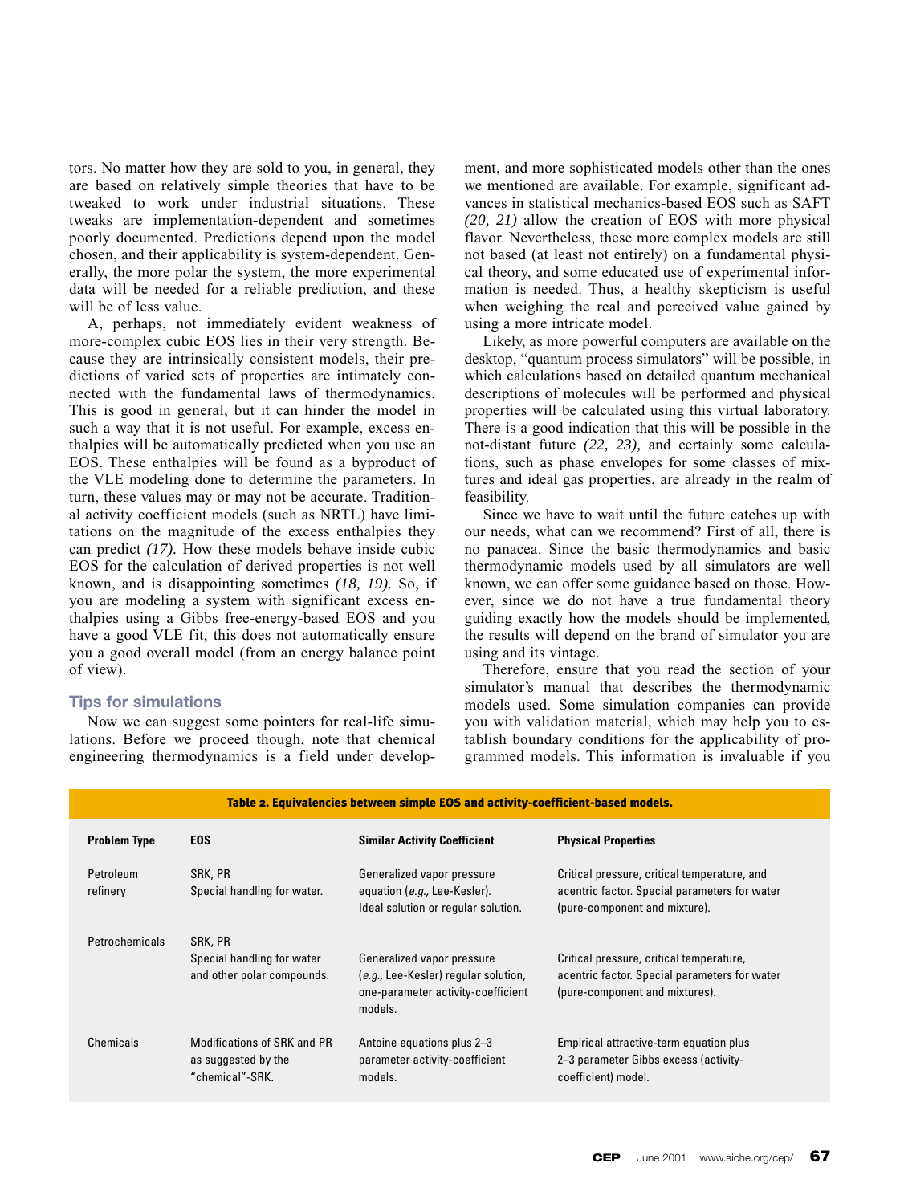tors. No matter how they are sold to you, in general, they are based on relatively simple theories that have to be tweaked to work under industrial situations. These tweaks are implementation-dependent and sometimes poorly documented. Predictions depend upon the model chosen, and their applicability is system-dependent. Generally, the more polar the system, the more experimental data will be needed for a reliable prediction, and these will be of less value.

A, perhaps, not immediately evident weakness of more-complex cubic EOS lies in their very strength. Because they are intrinsically consistent models, their predictions of varied sets of properties are intimately connected with the fundamental laws of thermodynamics. This is good in general, but it can hinder the model in such a way that it is not useful. For example, excess enthalpies will be automatically predicted when you use an EOS. These enthalpies will be found as a byproduct of the VLE modeling done to determine the parameters. In turn, these values may or may not be accurate. Traditional activity coefficient models (such as NRTL) have limitations on the magnitude of the excess enthalpies they can predict *(17)*. How these models behave inside cubic EOS for the calculation of derived properties is not well known, and is disappointing sometimes *(18, 19)*. So, if you are modeling a system with significant excess enthalpies using a Gibbs free-energy-based EOS and you have a good VLE fit, this does not automatically ensure you a good overall model (from an energy balance point of view).

## Tips for simulations

Now we can suggest some pointers for real-life simulations. Before we proceed though, note that chemical engineering thermodynamics is a field under development, and more sophisticated models other than the ones we mentioned are available. For example, significant advances in statistical mechanics-based EOS such as SAFT *(20, 21)* allow the creation of EOS with more physical flavor. Nevertheless, these more complex models are still not based (at least not entirely) on a fundamental physical theory, and some educated use of experimental information is needed. Thus, a healthy skepticism is useful when weighing the real and perceived value gained by using a more intricate model.

Likely, as more powerful computers are available on the desktop, "quantum process simulators" will be possible, in which calculations based on detailed quantum mechanical descriptions of molecules will be performed and physical properties will be calculated using this virtual laboratory. There is a good indication that this will be possible in the not-distant future *(22, 23)*, and certainly some calculations, such as phase envelopes for some classes of mixtures and ideal gas properties, are already in the realm of feasibility.

Since we have to wait until the future catches up with our needs, what can we recommend? First of all, there is no panacea. Since the basic thermodynamics and basic thermodynamic models used by all simulators are well known, we can offer some guidance based on those. However, since we do not have a true fundamental theory guiding exactly how the models should be implemented, the results will depend on the brand of simulator you are using and its vintage.

Therefore, ensure that you read the section of your simulator's manual that describes the thermodynamic models used. Some simulation companies can provide you with validation material, which may help you to establish boundary conditions for the applicability of programmed models. This information is invaluable if you

**Table 2. Equivalencies between simple EOS and activity-coefficient-based models.**

| Problem Type | EOS | Similar Activity Coefficient | Physical Properties |
|---|---|---|---|
| Petroleum refinery | SRK, PR<br>Special handling for water. | Generalized vapor pressure equation (*e.g.,* Lee-Kesler).<br>Ideal solution or regular solution. | Critical pressure, critical temperature, and acentric factor. Special parameters for water (pure-component and mixture). |
| Petrochemicals | SRK, PR<br>Special handling for water and other polar compounds. | Generalized vapor pressure (*e.g.,* Lee-Kesler) regular solution, one-parameter activity-coefficient models. | Critical pressure, critical temperature, acentric factor. Special parameters for water (pure-component and mixtures). |
| Chemicals | Modifications of SRK and PR as suggested by the "chemical"-SRK. | Antoine equations plus 2–3 parameter activity-coefficient models. | Empirical attractive-term equation plus 2–3 parameter Gibbs excess (activity-coefficient) model. |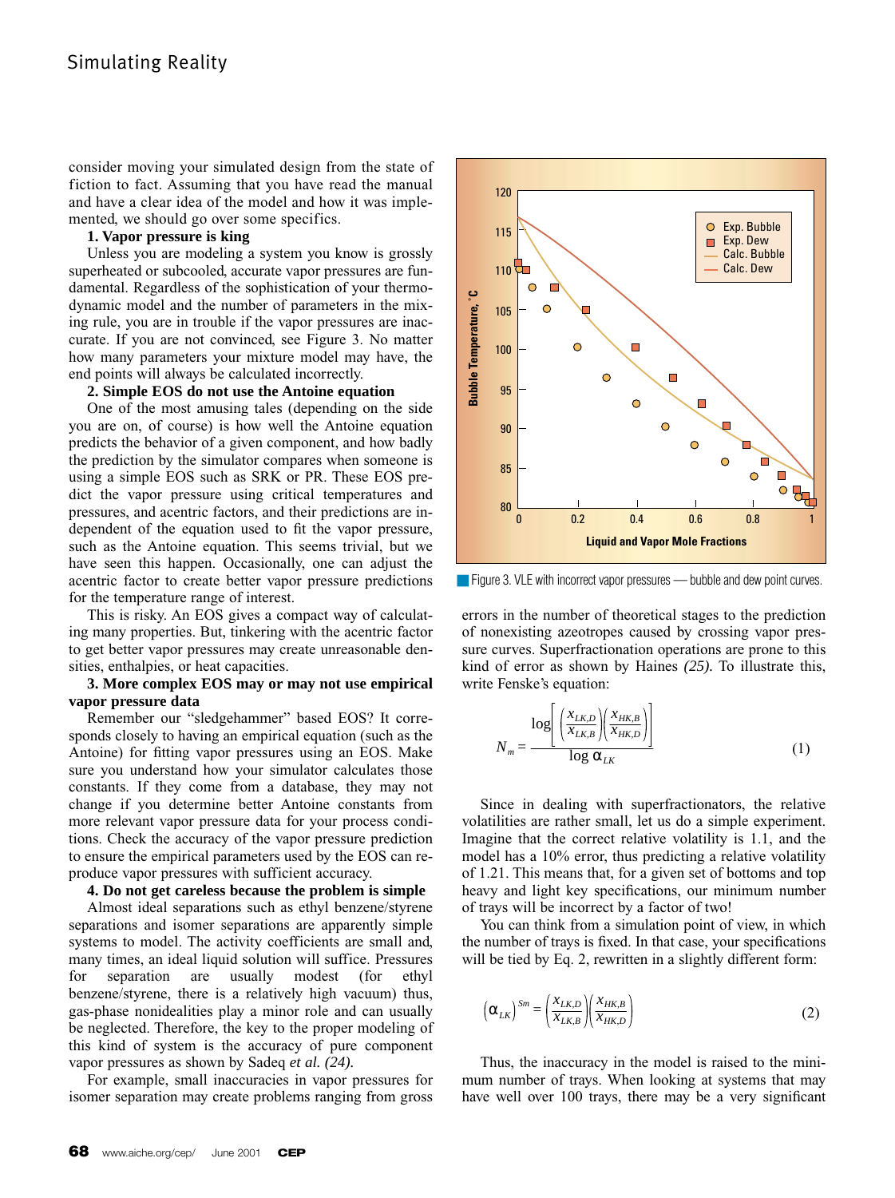consider moving your simulated design from the state of fiction to fact. Assuming that you have read the manual and have a clear idea of the model and how it was implemented, we should go over some specifics.

**1. Vapor pressure is king**

Unless you are modeling a system you know is grossly superheated or subcooled, accurate vapor pressures are fundamental. Regardless of the sophistication of your thermodynamic model and the number of parameters in the mixing rule, you are in trouble if the vapor pressures are inaccurate. If you are not convinced, see Figure 3. No matter how many parameters your mixture model may have, the end points will always be calculated incorrectly.

**2. Simple EOS do not use the Antoine equation**

One of the most amusing tales (depending on the side you are on, of course) is how well the Antoine equation predicts the behavior of a given component, and how badly the prediction by the simulator compares when someone is using a simple EOS such as SRK or PR. These EOS predict the vapor pressure using critical temperatures and pressures, and acentric factors, and their predictions are independent of the equation used to fit the vapor pressure, such as the Antoine equation. This seems trivial, but we have seen this happen. Occasionally, one can adjust the acentric factor to create better vapor pressure predictions for the temperature range of interest.

This is risky. An EOS gives a compact way of calculating many properties. But, tinkering with the acentric factor to get better vapor pressures may create unreasonable densities, enthalpies, or heat capacities.

**3. More complex EOS may or may not use empirical vapor pressure data**

Remember our "sledgehammer" based EOS? It corresponds closely to having an empirical equation (such as the Antoine) for fitting vapor pressures using an EOS. Make sure you understand how your simulator calculates those constants. If they come from a database, they may not change if you determine better Antoine constants from more relevant vapor pressure data for your process conditions. Check the accuracy of the vapor pressure prediction to ensure the empirical parameters used by the EOS can reproduce vapor pressures with sufficient accuracy.

**4. Do not get careless because the problem is simple**

Almost ideal separations such as ethyl benzene/styrene separations and isomer separations are apparently simple systems to model. The activity coefficients are small and, many times, an ideal liquid solution will suffice. Pressures for separation are usually modest (for ethyl benzene/styrene, there is a relatively high vacuum) thus, gas-phase nonidealities play a minor role and can usually be neglected. Therefore, the key to the proper modeling of this kind of system is the accuracy of pure component vapor pressures as shown by Sadeq *et al.* *(24).*

For example, small inaccuracies in vapor pressures for isomer separation may create problems ranging from gross errors in the number of theoretical stages to the prediction of nonexisting azeotropes caused by crossing vapor pressure curves. Superfractionation operations are prone to this kind of error as shown by Haines *(25).* To illustrate this, write Fenske's equation:

Figure 3. VLE with incorrect vapor pressures — bubble and dew point curves.

$$N_m = \frac{\log\left[\left(\frac{x_{LK,D}}{x_{LK,B}}\right)\left(\frac{x_{HK,B}}{x_{HK,D}}\right)\right]}{\log \alpha_{LK}} \tag{1}$$

Since in dealing with superfractionators, the relative volatilities are rather small, let us do a simple experiment. Imagine that the correct relative volatility is 1.1, and the model has a 10% error, thus predicting a relative volatility of 1.21. This means that, for a given set of bottoms and top heavy and light key specifications, our minimum number of trays will be incorrect by a factor of two!

You can think from a simulation point of view, in which the number of trays is fixed. In that case, your specifications will be tied by Eq. 2, rewritten in a slightly different form:

$$\left(\alpha_{LK}\right)^{Sm} = \left(\frac{x_{LK,D}}{x_{LK,B}}\right)\left(\frac{x_{HK,B}}{x_{HK,D}}\right) \tag{2}$$

Thus, the inaccuracy in the model is raised to the minimum number of trays. When looking at systems that may have well over 100 trays, there may be a very significant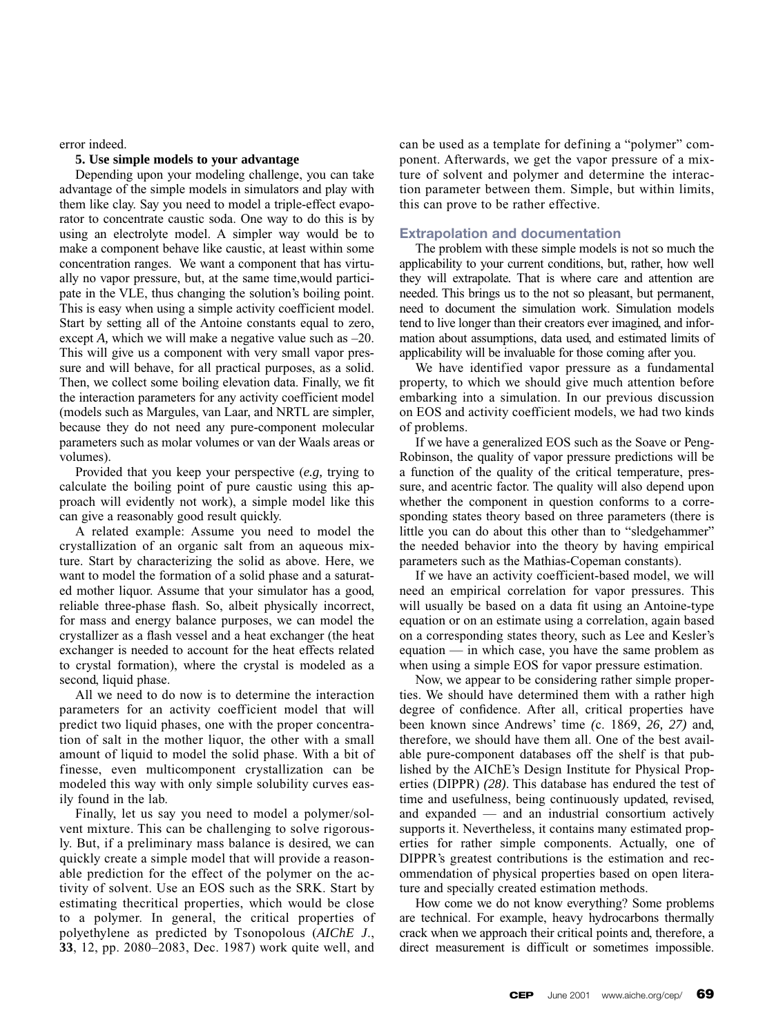error indeed.

**5. Use simple models to your advantage**

Depending upon your modeling challenge, you can take advantage of the simple models in simulators and play with them like clay. Say you need to model a triple-effect evaporator to concentrate caustic soda. One way to do this is by using an electrolyte model. A simpler way would be to make a component behave like caustic, at least within some concentration ranges. We want a component that has virtually no vapor pressure, but, at the same time,would participate in the VLE, thus changing the solution's boiling point. This is easy when using a simple activity coefficient model. Start by setting all of the Antoine constants equal to zero, except *A,* which we will make a negative value such as –20. This will give us a component with very small vapor pressure and will behave, for all practical purposes, as a solid. Then, we collect some boiling elevation data. Finally, we fit the interaction parameters for any activity coefficient model (models such as Margules, van Laar, and NRTL are simpler, because they do not need any pure-component molecular parameters such as molar volumes or van der Waals areas or volumes).

Provided that you keep your perspective (*e.g,* trying to calculate the boiling point of pure caustic using this approach will evidently not work), a simple model like this can give a reasonably good result quickly.

A related example: Assume you need to model the crystallization of an organic salt from an aqueous mixture. Start by characterizing the solid as above. Here, we want to model the formation of a solid phase and a saturated mother liquor. Assume that your simulator has a good, reliable three-phase flash. So, albeit physically incorrect, for mass and energy balance purposes, we can model the crystallizer as a flash vessel and a heat exchanger (the heat exchanger is needed to account for the heat effects related to crystal formation), where the crystal is modeled as a second, liquid phase.

All we need to do now is to determine the interaction parameters for an activity coefficient model that will predict two liquid phases, one with the proper concentration of salt in the mother liquor, the other with a small amount of liquid to model the solid phase. With a bit of finesse, even multicomponent crystallization can be modeled this way with only simple solubility curves easily found in the lab.

Finally, let us say you need to model a polymer/solvent mixture. This can be challenging to solve rigorously. But, if a preliminary mass balance is desired, we can quickly create a simple model that will provide a reasonable prediction for the effect of the polymer on the activity of solvent. Use an EOS such as the SRK. Start by estimating thecritical properties, which would be close to a polymer. In general, the critical properties of polyethylene as predicted by Tsonopolous (*AIChE J.*, **33**, 12, pp. 2080–2083, Dec. 1987) work quite well, and can be used as a template for defining a "polymer" component. Afterwards, we get the vapor pressure of a mixture of solvent and polymer and determine the interaction parameter between them. Simple, but within limits, this can prove to be rather effective.

## Extrapolation and documentation

The problem with these simple models is not so much the applicability to your current conditions, but, rather, how well they will extrapolate. That is where care and attention are needed. This brings us to the not so pleasant, but permanent, need to document the simulation work. Simulation models tend to live longer than their creators ever imagined, and information about assumptions, data used, and estimated limits of applicability will be invaluable for those coming after you.

We have identified vapor pressure as a fundamental property, to which we should give much attention before embarking into a simulation. In our previous discussion on EOS and activity coefficient models, we had two kinds of problems.

If we have a generalized EOS such as the Soave or Peng-Robinson, the quality of vapor pressure predictions will be a function of the quality of the critical temperature, pressure, and acentric factor. The quality will also depend upon whether the component in question conforms to a corresponding states theory based on three parameters (there is little you can do about this other than to "sledgehammer" the needed behavior into the theory by having empirical parameters such as the Mathias-Copeman constants).

If we have an activity coefficient-based model, we will need an empirical correlation for vapor pressures. This will usually be based on a data fit using an Antoine-type equation or on an estimate using a correlation, again based on a corresponding states theory, such as Lee and Kesler's equation — in which case, you have the same problem as when using a simple EOS for vapor pressure estimation.

Now, we appear to be considering rather simple properties. We should have determined them with a rather high degree of confidence. After all, critical properties have been known since Andrews' time *(*c. 1869, *26, 27)* and, therefore, we should have them all. One of the best available pure-component databases off the shelf is that published by the AIChE's Design Institute for Physical Properties (DIPPR) *(28)*. This database has endured the test of time and usefulness, being continuously updated, revised, and expanded — and an industrial consortium actively supports it. Nevertheless, it contains many estimated properties for rather simple components. Actually, one of DIPPR's greatest contributions is the estimation and recommendation of physical properties based on open literature and specially created estimation methods.

How come we do not know everything? Some problems are technical. For example, heavy hydrocarbons thermally crack when we approach their critical points and, therefore, a direct measurement is difficult or sometimes impossible.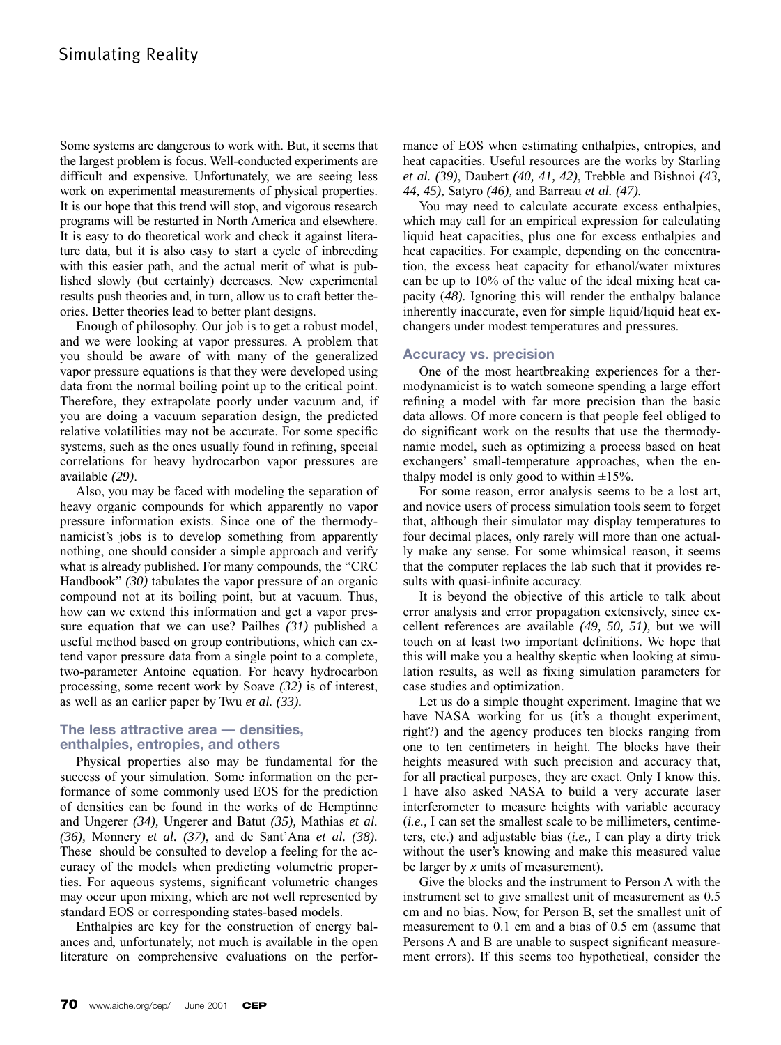Some systems are dangerous to work with. But, it seems that the largest problem is focus. Well-conducted experiments are difficult and expensive. Unfortunately, we are seeing less work on experimental measurements of physical properties. It is our hope that this trend will stop, and vigorous research programs will be restarted in North America and elsewhere. It is easy to do theoretical work and check it against literature data, but it is also easy to start a cycle of inbreeding with this easier path, and the actual merit of what is published slowly (but certainly) decreases. New experimental results push theories and, in turn, allow us to craft better theories. Better theories lead to better plant designs.

Enough of philosophy. Our job is to get a robust model, and we were looking at vapor pressures. A problem that you should be aware of with many of the generalized vapor pressure equations is that they were developed using data from the normal boiling point up to the critical point. Therefore, they extrapolate poorly under vacuum and, if you are doing a vacuum separation design, the predicted relative volatilities may not be accurate. For some specific systems, such as the ones usually found in refining, special correlations for heavy hydrocarbon vapor pressures are available *(29)*.

Also, you may be faced with modeling the separation of heavy organic compounds for which apparently no vapor pressure information exists. Since one of the thermodynamicist's jobs is to develop something from apparently nothing, one should consider a simple approach and verify what is already published. For many compounds, the "CRC Handbook" *(30)* tabulates the vapor pressure of an organic compound not at its boiling point, but at vacuum. Thus, how can we extend this information and get a vapor pressure equation that we can use? Pailhes *(31)* published a useful method based on group contributions, which can extend vapor pressure data from a single point to a complete, two-parameter Antoine equation. For heavy hydrocarbon processing, some recent work by Soave *(32)* is of interest, as well as an earlier paper by Twu *et al. (33).*

### The less attractive area — densities, enthalpies, entropies, and others

Physical properties also may be fundamental for the success of your simulation. Some information on the performance of some commonly used EOS for the prediction of densities can be found in the works of de Hemptinne and Ungerer *(34),* Ungerer and Batut *(35),* Mathias *et al. (36),* Monnery *et al. (37)*, and de Sant'Ana *et al. (38).* These should be consulted to develop a feeling for the accuracy of the models when predicting volumetric properties. For aqueous systems, significant volumetric changes may occur upon mixing, which are not well represented by standard EOS or corresponding states-based models.

Enthalpies are key for the construction of energy balances and, unfortunately, not much is available in the open literature on comprehensive evaluations on the performance of EOS when estimating enthalpies, entropies, and heat capacities. Useful resources are the works by Starling *et al. (39)*, Daubert *(40, 41, 42)*, Trebble and Bishnoi *(43, 44, 45),* Satyro *(46),* and Barreau *et al. (47).*

You may need to calculate accurate excess enthalpies, which may call for an empirical expression for calculating liquid heat capacities, plus one for excess enthalpies and heat capacities. For example, depending on the concentration, the excess heat capacity for ethanol/water mixtures can be up to 10% of the value of the ideal mixing heat capacity *(48).* Ignoring this will render the enthalpy balance inherently inaccurate, even for simple liquid/liquid heat exchangers under modest temperatures and pressures.

### Accuracy vs. precision

One of the most heartbreaking experiences for a thermodynamicist is to watch someone spending a large effort refining a model with far more precision than the basic data allows. Of more concern is that people feel obliged to do significant work on the results that use the thermodynamic model, such as optimizing a process based on heat exchangers' small-temperature approaches, when the enthalpy model is only good to within ±15%.

For some reason, error analysis seems to be a lost art, and novice users of process simulation tools seem to forget that, although their simulator may display temperatures to four decimal places, only rarely will more than one actually make any sense. For some whimsical reason, it seems that the computer replaces the lab such that it provides results with quasi-infinite accuracy.

It is beyond the objective of this article to talk about error analysis and error propagation extensively, since excellent references are available *(49, 50, 51),* but we will touch on at least two important definitions. We hope that this will make you a healthy skeptic when looking at simulation results, as well as fixing simulation parameters for case studies and optimization.

Let us do a simple thought experiment. Imagine that we have NASA working for us (it's a thought experiment, right?) and the agency produces ten blocks ranging from one to ten centimeters in height. The blocks have their heights measured with such precision and accuracy that, for all practical purposes, they are exact. Only I know this. I have also asked NASA to build a very accurate laser interferometer to measure heights with variable accuracy (*i.e.,* I can set the smallest scale to be millimeters, centimeters, etc.) and adjustable bias (*i.e.,* I can play a dirty trick without the user's knowing and make this measured value be larger by *x* units of measurement).

Give the blocks and the instrument to Person A with the instrument set to give smallest unit of measurement as 0.5 cm and no bias. Now, for Person B, set the smallest unit of measurement to 0.1 cm and a bias of 0.5 cm (assume that Persons A and B are unable to suspect significant measurement errors). If this seems too hypothetical, consider the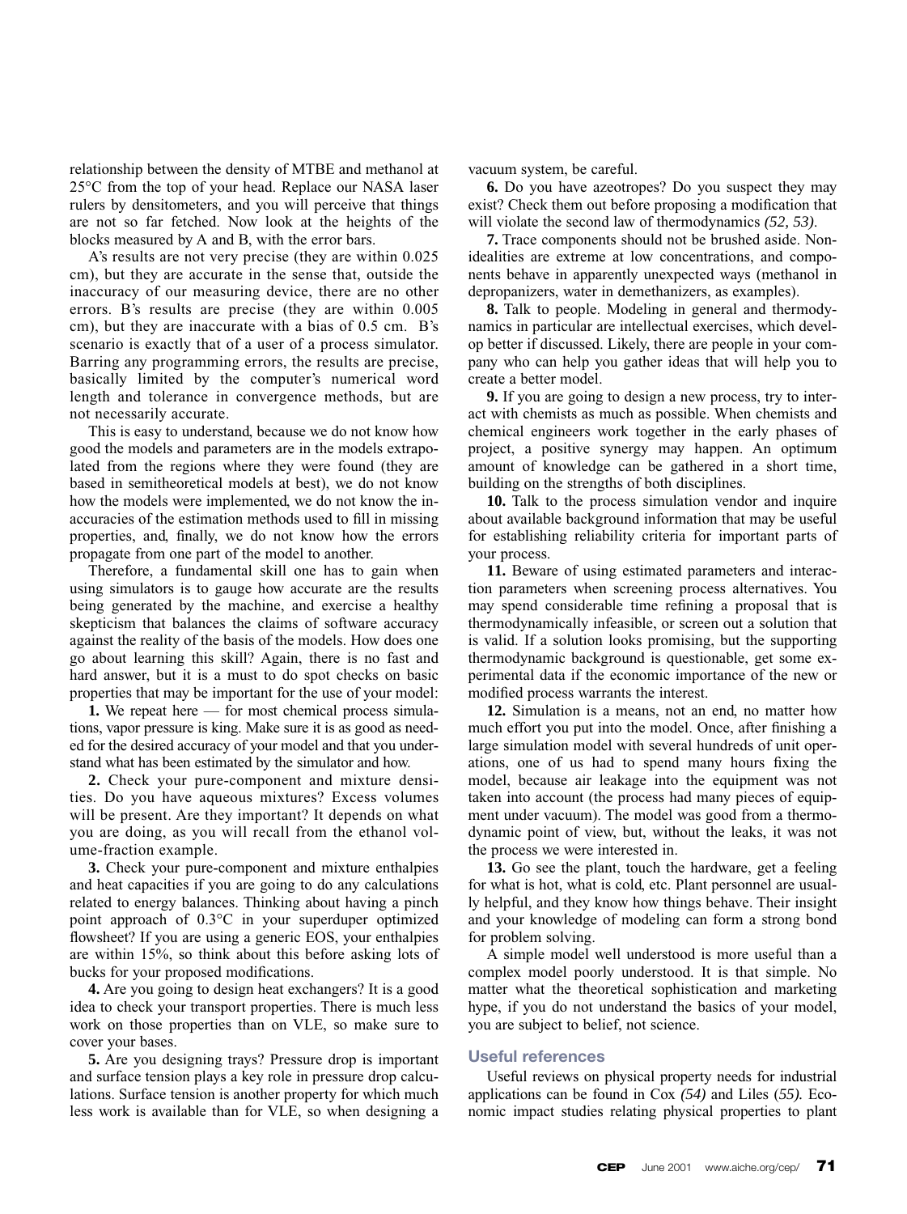relationship between the density of MTBE and methanol at 25°C from the top of your head. Replace our NASA laser rulers by densitometers, and you will perceive that things are not so far fetched. Now look at the heights of the blocks measured by A and B, with the error bars.

A's results are not very precise (they are within 0.025 cm), but they are accurate in the sense that, outside the inaccuracy of our measuring device, there are no other errors. B's results are precise (they are within 0.005 cm), but they are inaccurate with a bias of 0.5 cm. B's scenario is exactly that of a user of a process simulator. Barring any programming errors, the results are precise, basically limited by the computer's numerical word length and tolerance in convergence methods, but are not necessarily accurate.

This is easy to understand, because we do not know how good the models and parameters are in the models extrapolated from the regions where they were found (they are based in semitheoretical models at best), we do not know how the models were implemented, we do not know the inaccuracies of the estimation methods used to fill in missing properties, and, finally, we do not know how the errors propagate from one part of the model to another.

Therefore, a fundamental skill one has to gain when using simulators is to gauge how accurate are the results being generated by the machine, and exercise a healthy skepticism that balances the claims of software accuracy against the reality of the basis of the models. How does one go about learning this skill? Again, there is no fast and hard answer, but it is a must to do spot checks on basic properties that may be important for the use of your model:

**1.** We repeat here — for most chemical process simulations, vapor pressure is king. Make sure it is as good as needed for the desired accuracy of your model and that you understand what has been estimated by the simulator and how.

**2.** Check your pure-component and mixture densities. Do you have aqueous mixtures? Excess volumes will be present. Are they important? It depends on what you are doing, as you will recall from the ethanol volume-fraction example.

**3.** Check your pure-component and mixture enthalpies and heat capacities if you are going to do any calculations related to energy balances. Thinking about having a pinch point approach of 0.3°C in your superduper optimized flowsheet? If you are using a generic EOS, your enthalpies are within 15%, so think about this before asking lots of bucks for your proposed modifications.

**4.** Are you going to design heat exchangers? It is a good idea to check your transport properties. There is much less work on those properties than on VLE, so make sure to cover your bases.

**5.** Are you designing trays? Pressure drop is important and surface tension plays a key role in pressure drop calculations. Surface tension is another property for which much less work is available than for VLE, so when designing a vacuum system, be careful.

**6.** Do you have azeotropes? Do you suspect they may exist? Check them out before proposing a modification that will violate the second law of thermodynamics *(52, 53)*.

**7.** Trace components should not be brushed aside. Nonidealities are extreme at low concentrations, and components behave in apparently unexpected ways (methanol in depropanizers, water in demethanizers, as examples).

**8.** Talk to people. Modeling in general and thermodynamics in particular are intellectual exercises, which develop better if discussed. Likely, there are people in your company who can help you gather ideas that will help you to create a better model.

**9.** If you are going to design a new process, try to interact with chemists as much as possible. When chemists and chemical engineers work together in the early phases of project, a positive synergy may happen. An optimum amount of knowledge can be gathered in a short time, building on the strengths of both disciplines.

**10.** Talk to the process simulation vendor and inquire about available background information that may be useful for establishing reliability criteria for important parts of your process.

**11.** Beware of using estimated parameters and interaction parameters when screening process alternatives. You may spend considerable time refining a proposal that is thermodynamically infeasible, or screen out a solution that is valid. If a solution looks promising, but the supporting thermodynamic background is questionable, get some experimental data if the economic importance of the new or modified process warrants the interest.

**12.** Simulation is a means, not an end, no matter how much effort you put into the model. Once, after finishing a large simulation model with several hundreds of unit operations, one of us had to spend many hours fixing the model, because air leakage into the equipment was not taken into account (the process had many pieces of equipment under vacuum). The model was good from a thermodynamic point of view, but, without the leaks, it was not the process we were interested in.

**13.** Go see the plant, touch the hardware, get a feeling for what is hot, what is cold, etc. Plant personnel are usually helpful, and they know how things behave. Their insight and your knowledge of modeling can form a strong bond for problem solving.

A simple model well understood is more useful than a complex model poorly understood. It is that simple. No matter what the theoretical sophistication and marketing hype, if you do not understand the basics of your model, you are subject to belief, not science.

## Useful references

Useful reviews on physical property needs for industrial applications can be found in Cox *(54)* and Liles (*55).* Economic impact studies relating physical properties to plant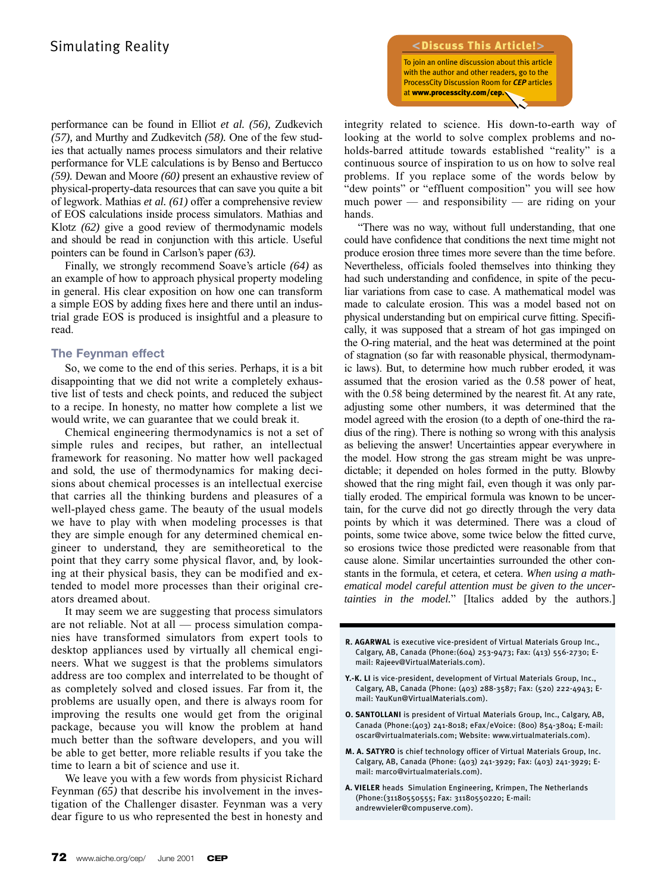performance can be found in Elliot *et al.* *(56),* Zudkevich *(57),* and Murthy and Zudkevitch *(58).* One of the few studies that actually names process simulators and their relative performance for VLE calculations is by Benso and Bertucco *(59).* Dewan and Moore *(60)* present an exhaustive review of physical-property-data resources that can save you quite a bit of legwork. Mathias *et al.* *(61)* offer a comprehensive review of EOS calculations inside process simulators. Mathias and Klotz *(62)* give a good review of thermodynamic models and should be read in conjunction with this article. Useful pointers can be found in Carlson's paper *(63).*

Finally, we strongly recommend Soave's article *(64)* as an example of how to approach physical property modeling in general. His clear exposition on how one can transform a simple EOS by adding fixes here and there until an industrial grade EOS is produced is insightful and a pleasure to read.

## The Feynman effect

So, we come to the end of this series. Perhaps, it is a bit disappointing that we did not write a completely exhaustive list of tests and check points, and reduced the subject to a recipe. In honesty, no matter how complete a list we would write, we can guarantee that we could break it.

Chemical engineering thermodynamics is not a set of simple rules and recipes, but rather, an intellectual framework for reasoning. No matter how well packaged and sold, the use of thermodynamics for making decisions about chemical processes is an intellectual exercise that carries all the thinking burdens and pleasures of a well-played chess game. The beauty of the usual models we have to play with when modeling processes is that they are simple enough for any determined chemical engineer to understand, they are semitheoretical to the point that they carry some physical flavor, and, by looking at their physical basis, they can be modified and extended to model more processes than their original creators dreamed about.

It may seem we are suggesting that process simulators are not reliable. Not at all — process simulation companies have transformed simulators from expert tools to desktop appliances used by virtually all chemical engineers. What we suggest is that the problems simulators address are too complex and interrelated to be thought of as completely solved and closed issues. Far from it, the problems are usually open, and there is always room for improving the results one would get from the original package, because you will know the problem at hand much better than the software developers, and you will be able to get better, more reliable results if you take the time to learn a bit of science and use it.

We leave you with a few words from physicist Richard Feynman *(65)* that describe his involvement in the investigation of the Challenger disaster. Feynman was a very dear figure to us who represented the best in honesty and integrity related to science. His down-to-earth way of looking at the world to solve complex problems and no-holds-barred attitude towards established "reality" is a continuous source of inspiration to us on how to solve real problems. If you replace some of the words below by "dew points" or "effluent composition" you will see how much power — and responsibility — are riding on your hands.

"There was no way, without full understanding, that one could have confidence that conditions the next time might not produce erosion three times more severe than the time before. Nevertheless, officials fooled themselves into thinking they had such understanding and confidence, in spite of the peculiar variations from case to case. A mathematical model was made to calculate erosion. This was a model based not on physical understanding but on empirical curve fitting. Specifically, it was supposed that a stream of hot gas impinged on the O-ring material, and the heat was determined at the point of stagnation (so far with reasonable physical, thermodynamic laws). But, to determine how much rubber eroded, it was assumed that the erosion varied as the 0.58 power of heat, with the 0.58 being determined by the nearest fit. At any rate, adjusting some other numbers, it was determined that the model agreed with the erosion (to a depth of one-third the radius of the ring). There is nothing so wrong with this analysis as believing the answer! Uncertainties appear everywhere in the model. How strong the gas stream might be was unpredictable; it depended on holes formed in the putty. Blowby showed that the ring might fail, even though it was only partially eroded. The empirical formula was known to be uncertain, for the curve did not go directly through the very data points by which it was determined. There was a cloud of points, some twice above, some twice below the fitted curve, so erosions twice those predicted were reasonable from that cause alone. Similar uncertainties surrounded the other constants in the formula, et cetera, et cetera. *When using a mathematical model careful attention must be given to the uncertainties in the model.*" [Italics added by the authors.]

**<Discuss This Article!>**

To join an online discussion about this article with the author and other readers, go to the ProcessCity Discussion Room for *CEP* articles at **www.processcity.com/cep.**

---

**R. AGARWAL** is executive vice-president of Virtual Materials Group Inc., Calgary, AB, Canada (Phone:(604) 253-9473; Fax: (413) 556-2730; E-mail: Rajeev@VirtualMaterials.com).

**Y.-K. LI** is vice-president, development of Virtual Materials Group, Inc., Calgary, AB, Canada (Phone: (403) 288-3587; Fax: (520) 222-4943; E-mail: YauKun@VirtualMaterials.com).

**O. SANTOLLANI** is president of Virtual Materials Group, Inc., Calgary, AB, Canada (Phone:(403) 241-8018; eFax/eVoice: (800) 854-3804; E-mail: oscar@virtualmaterials.com; Website: www.virtualmaterials.com).

**M. A. SATYRO** is chief technology officer of Virtual Materials Group, Inc. Calgary, AB, Canada (Phone: (403) 241-3929; Fax: (403) 241-3929; E-mail: marco@virtualmaterials.com).

**A. VIELER** heads Simulation Engineering, Krimpen, The Netherlands (Phone:(31180550555; Fax: 31180550220; E-mail: andrewvieler@compuserve.com).